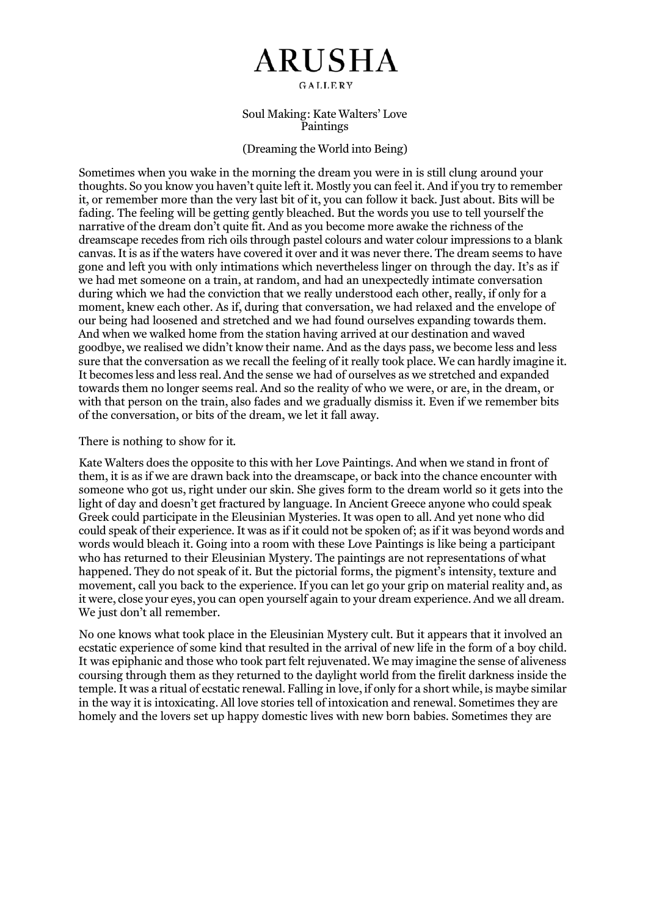# ARUSHA

GALLERY

## Soul Making: Kate Walters' Love Paintings

(Dreaming the World into Being)

Sometimes when you wake in the morning the dream you were in is still clung around your thoughts. So you know you haven't quite left it. Mostly you can feel it. And if you try to remember it, or remember more than the very last bit of it, you can follow it back. Just about. Bits will be fading. The feeling will be getting gently bleached. But the words you use to tell yourself the narrative of the dream don't quite fit. And as you become more awake the richness of the dreamscape recedes from rich oils through pastel colours and water colour impressions to a blank canvas. It is as if the waters have covered it over and it was never there. The dream seems to have gone and left you with only intimations which nevertheless linger on through the day. It's as if we had met someone on a train, at random, and had an unexpectedly intimate conversation during which we had the conviction that we really understood each other, really, if only for a moment, knew each other. As if, during that conversation, we had relaxed and the envelope of our being had loosened and stretched and we had found ourselves expanding towards them. And when we walked home from the station having arrived at our destination and waved goodbye, we realised we didn't know their name. And as the days pass, we become less and less sure that the conversation as we recall the feeling of it really took place. We can hardly imagine it. It becomes less and less real. And the sense we had of ourselves as we stretched and expanded towards them no longer seems real. And so the reality of who we were, or are, in the dream, or with that person on the train, also fades and we gradually dismiss it. Even if we remember bits of the conversation, or bits of the dream, we let it fall away.

There is nothing to show for it.

Kate Walters does the opposite to this with her Love Paintings. And when we stand in front of them, it is as if we are drawn back into the dreamscape, or back into the chance encounter with someone who got us, right under our skin. She gives form to the dream world so it gets into the light of day and doesn't get fractured by language. In Ancient Greece anyone who could speak Greek could participate in the Eleusinian Mysteries. It was open to all. And yet none who did could speak of their experience. It was as if it could not be spoken of; as if it was beyond words and words would bleach it. Going into a room with these Love Paintings is like being a participant who has returned to their Eleusinian Mystery. The paintings are not representations of what happened. They do not speak of it. But the pictorial forms, the pigment's intensity, texture and movement, call you back to the experience. If you can let go your grip on material reality and, as it were, close your eyes, you can open yourself again to your dream experience. And we all dream. We just don't all remember.

No one knows what took place in the Eleusinian Mystery cult. But it appears that it involved an ecstatic experience of some kind that resulted in the arrival of new life in the form of a boy child. It was epiphanic and those who took part felt rejuvenated. We may imagine the sense of aliveness coursing through them as they returned to the daylight world from the firelit darkness inside the temple. It was a ritual of ecstatic renewal. Falling in love, if only for a short while, is maybe similar in the way it is intoxicating. All love stories tell of intoxication and renewal. Sometimes they are homely and the lovers set up happy domestic lives with new born babies. Sometimes they are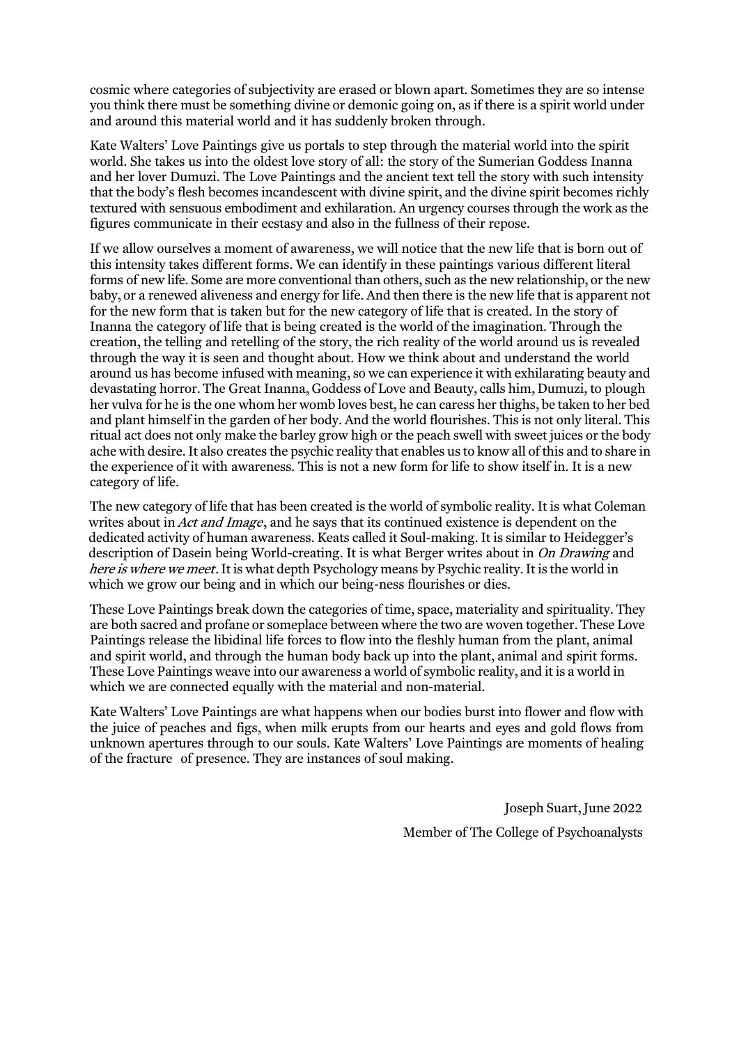cosmic where categories of subjectivity are erased or blown apart. Sometimes they are so intense you think there must be something divine or demonic going on, as if there is a spirit world under and around this material world and it has suddenly broken through.

Kate Walters' Love Paintings give us portals to step through the material world into the spirit world. She takes us into the oldest love story of all: the story of the Sumerian Goddess Inanna and her lover Dumuzi. The Love Paintings and the ancient text tell the story with such intensity that the body's flesh becomes incandescent with divine spirit, and the divine spirit becomes richly textured with sensuous embodiment and exhilaration. An urgency courses through the work as the figures communicate in their ecstasy and also in the fullness of their repose.

If we allow ourselves a moment of awareness, we will notice that the new life that is born out of this intensity takes different forms. We can identify in these paintings various different literal forms of new life. Some are more conventional than others, such as the new relationship, or the new baby, or a renewed aliveness and energy for life. And then there is the new life that is apparent not for the new form that is taken but for the new category of life that is created. In the story of Inanna the category of life that is being created is the world of the imagination. Through the creation, the telling and retelling of the story, the rich reality of the world around us is revealed through the way it is seen and thought about. How we think about and understand the world around us has become infused with meaning, so we can experience it with exhilarating beauty and devastating horror. The Great Inanna, Goddess of Love and Beauty, calls him, Dumuzi, to plough her vulva for he is the one whom her womb loves best, he can caress her thighs, be taken to her bed and plant himself in the garden of her body. And the world flourishes. This is not only literal. This ritual act does not only make the barley grow high or the peach swell with sweet juices or the body ache with desire. It also creates the psychic reality that enables us to know all of this and to share in the experience of it with awareness. This is not a new form for life to show itself in. It is a new category of life.

The new category of life that has been created is the world of symbolic reality. It is what Coleman writes about in *Act and Image*, and he says that its continued existence is dependent on the dedicated activity of human awareness. Keats called it Soul-making. It is similar to Heidegger's description of Dasein being World-creating. It is what Berger writes about in *On Drawing* and *here is where we meet*. It is what depth Psychology means by Psychic reality. It is the world in which we grow our being and in which our being-ness flourishes or dies.

These Love Paintings break down the categories of time, space, materiality and spirituality. They are both sacred and profane or someplace between where the two are woven together. These Love Paintings release the libidinal life forces to flow into the fleshly human from the plant, animal and spirit world, and through the human body back up into the plant, animal and spirit forms. These Love Paintings weave into our awareness a world of symbolic reality, and it is a world in which we are connected equally with the material and non-material.

Kate Walters' Love Paintings are what happens when our bodies burst into flower and flow with the juice of peaches and figs, when milk erupts from our hearts and eyes and gold flows from unknown apertures through to our souls. Kate Walters' Love Paintings are moments of healing of the fracture of presence. They are instances of soul making.

Joseph Suart, June 2022

Member of The College of Psychoanalysts